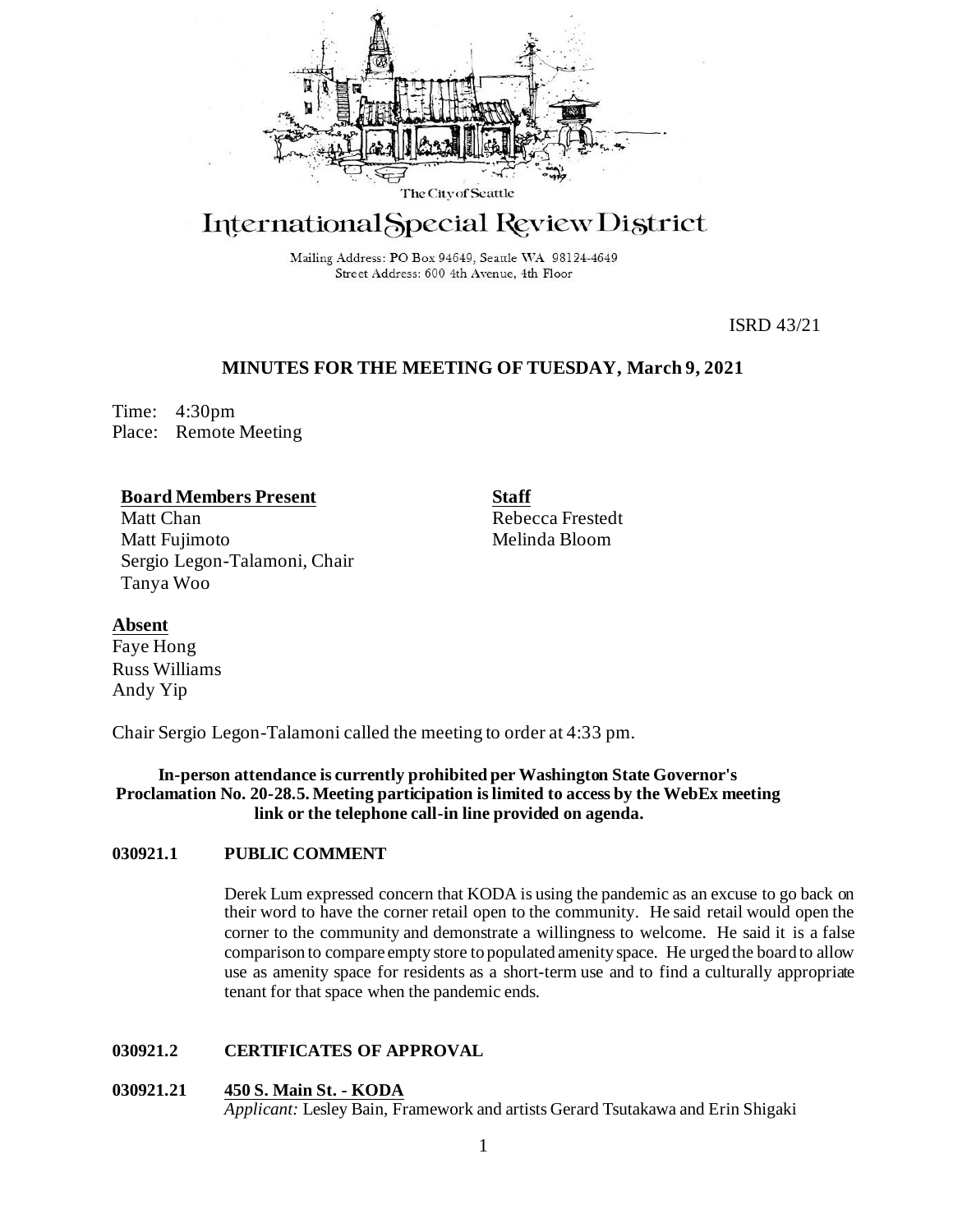The City of Seattle

# International Special Review District

Mailing Address: PO Box 94649, Seattle WA 98124-4649
Street Address: 600 4th Avenue, 4th Floor

ISRD 43/21

## MINUTES FOR THE MEETING OF TUESDAY, March 9, 2021

Time: 4:30pm
Place: Remote Meeting

**Board Members Present**
Matt Chan
Matt Fujimoto
Sergio Legon-Talamoni, Chair
Tanya Woo

**Staff**
Rebecca Frestedt
Melinda Bloom

**Absent**
Faye Hong
Russ Williams
Andy Yip

Chair Sergio Legon-Talamoni called the meeting to order at 4:33 pm.

**In-person attendance is currently prohibited per Washington State Governor's Proclamation No. 20-28.5. Meeting participation is limited to access by the WebEx meeting link or the telephone call-in line provided on agenda.**

**030921.1 PUBLIC COMMENT**

Derek Lum expressed concern that KODA is using the pandemic as an excuse to go back on their word to have the corner retail open to the community. He said retail would open the corner to the community and demonstrate a willingness to welcome. He said it is a false comparison to compare empty store to populated amenity space. He urged the board to allow use as amenity space for residents as a short-term use and to find a culturally appropriate tenant for that space when the pandemic ends.

**030921.2 CERTIFICATES OF APPROVAL**

**030921.21 450 S. Main St. - KODA**
*Applicant:* Lesley Bain, Framework and artists Gerard Tsutakawa and Erin Shigaki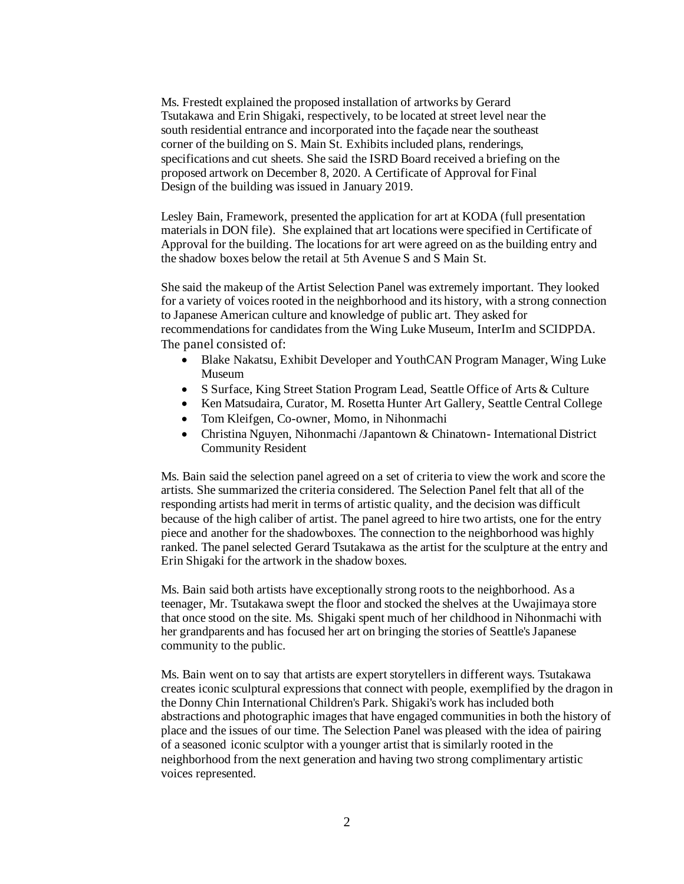Ms. Frestedt explained the proposed installation of artworks by Gerard Tsutakawa and Erin Shigaki, respectively, to be located at street level near the south residential entrance and incorporated into the façade near the southeast corner of the building on S. Main St. Exhibits included plans, renderings, specifications and cut sheets. She said the ISRD Board received a briefing on the proposed artwork on December 8, 2020. A Certificate of Approval for Final Design of the building was issued in January 2019.

Lesley Bain, Framework, presented the application for art at KODA (full presentation materials in DON file). She explained that art locations were specified in Certificate of Approval for the building. The locations for art were agreed on as the building entry and the shadow boxes below the retail at 5th Avenue S and S Main St.

She said the makeup of the Artist Selection Panel was extremely important. They looked for a variety of voices rooted in the neighborhood and its history, with a strong connection to Japanese American culture and knowledge of public art. They asked for recommendations for candidates from the Wing Luke Museum, InterIm and SCIDPDA. The panel consisted of:

- Blake Nakatsu, Exhibit Developer and YouthCAN Program Manager, Wing Luke Museum
- S Surface, King Street Station Program Lead, Seattle Office of Arts & Culture
- Ken Matsudaira, Curator, M. Rosetta Hunter Art Gallery, Seattle Central College
- Tom Kleifgen, Co-owner, Momo, in Nihonmachi
- Christina Nguyen, Nihonmachi /Japantown & Chinatown- International District Community Resident

Ms. Bain said the selection panel agreed on a set of criteria to view the work and score the artists. She summarized the criteria considered. The Selection Panel felt that all of the responding artists had merit in terms of artistic quality, and the decision was difficult because of the high caliber of artist. The panel agreed to hire two artists, one for the entry piece and another for the shadowboxes. The connection to the neighborhood was highly ranked. The panel selected Gerard Tsutakawa as the artist for the sculpture at the entry and Erin Shigaki for the artwork in the shadow boxes.

Ms. Bain said both artists have exceptionally strong roots to the neighborhood. As a teenager, Mr. Tsutakawa swept the floor and stocked the shelves at the Uwajimaya store that once stood on the site. Ms. Shigaki spent much of her childhood in Nihonmachi with her grandparents and has focused her art on bringing the stories of Seattle's Japanese community to the public.

Ms. Bain went on to say that artists are expert storytellers in different ways. Tsutakawa creates iconic sculptural expressions that connect with people, exemplified by the dragon in the Donny Chin International Children's Park. Shigaki's work has included both abstractions and photographic images that have engaged communities in both the history of place and the issues of our time. The Selection Panel was pleased with the idea of pairing of a seasoned iconic sculptor with a younger artist that is similarly rooted in the neighborhood from the next generation and having two strong complimentary artistic voices represented.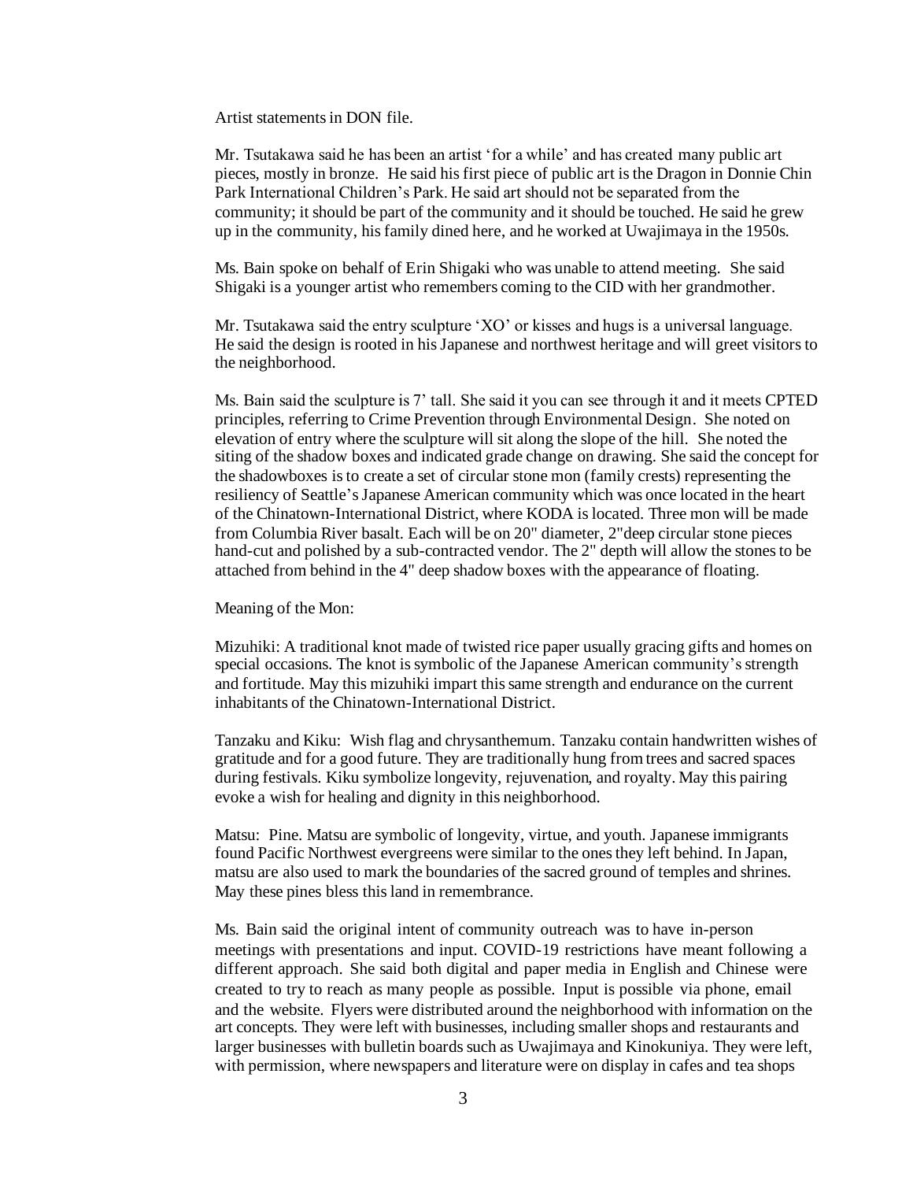Artist statements in DON file.

Mr. Tsutakawa said he has been an artist 'for a while' and has created many public art pieces, mostly in bronze. He said his first piece of public art is the Dragon in Donnie Chin Park International Children's Park. He said art should not be separated from the community; it should be part of the community and it should be touched. He said he grew up in the community, his family dined here, and he worked at Uwajimaya in the 1950s.

Ms. Bain spoke on behalf of Erin Shigaki who was unable to attend meeting. She said Shigaki is a younger artist who remembers coming to the CID with her grandmother.

Mr. Tsutakawa said the entry sculpture 'XO' or kisses and hugs is a universal language. He said the design is rooted in his Japanese and northwest heritage and will greet visitors to the neighborhood.

Ms. Bain said the sculpture is 7' tall. She said it you can see through it and it meets CPTED principles, referring to Crime Prevention through Environmental Design. She noted on elevation of entry where the sculpture will sit along the slope of the hill. She noted the siting of the shadow boxes and indicated grade change on drawing. She said the concept for the shadowboxes is to create a set of circular stone mon (family crests) representing the resiliency of Seattle's Japanese American community which was once located in the heart of the Chinatown-International District, where KODA is located. Three mon will be made from Columbia River basalt. Each will be on 20" diameter, 2"deep circular stone pieces hand-cut and polished by a sub-contracted vendor. The 2" depth will allow the stones to be attached from behind in the 4" deep shadow boxes with the appearance of floating.

Meaning of the Mon:

Mizuhiki: A traditional knot made of twisted rice paper usually gracing gifts and homes on special occasions. The knot is symbolic of the Japanese American community's strength and fortitude. May this mizuhiki impart this same strength and endurance on the current inhabitants of the Chinatown-International District.

Tanzaku and Kiku: Wish flag and chrysanthemum. Tanzaku contain handwritten wishes of gratitude and for a good future. They are traditionally hung from trees and sacred spaces during festivals. Kiku symbolize longevity, rejuvenation, and royalty. May this pairing evoke a wish for healing and dignity in this neighborhood.

Matsu: Pine. Matsu are symbolic of longevity, virtue, and youth. Japanese immigrants found Pacific Northwest evergreens were similar to the ones they left behind. In Japan, matsu are also used to mark the boundaries of the sacred ground of temples and shrines. May these pines bless this land in remembrance.

Ms. Bain said the original intent of community outreach was to have in-person meetings with presentations and input. COVID-19 restrictions have meant following a different approach. She said both digital and paper media in English and Chinese were created to try to reach as many people as possible. Input is possible via phone, email and the website. Flyers were distributed around the neighborhood with information on the art concepts. They were left with businesses, including smaller shops and restaurants and larger businesses with bulletin boards such as Uwajimaya and Kinokuniya. They were left, with permission, where newspapers and literature were on display in cafes and tea shops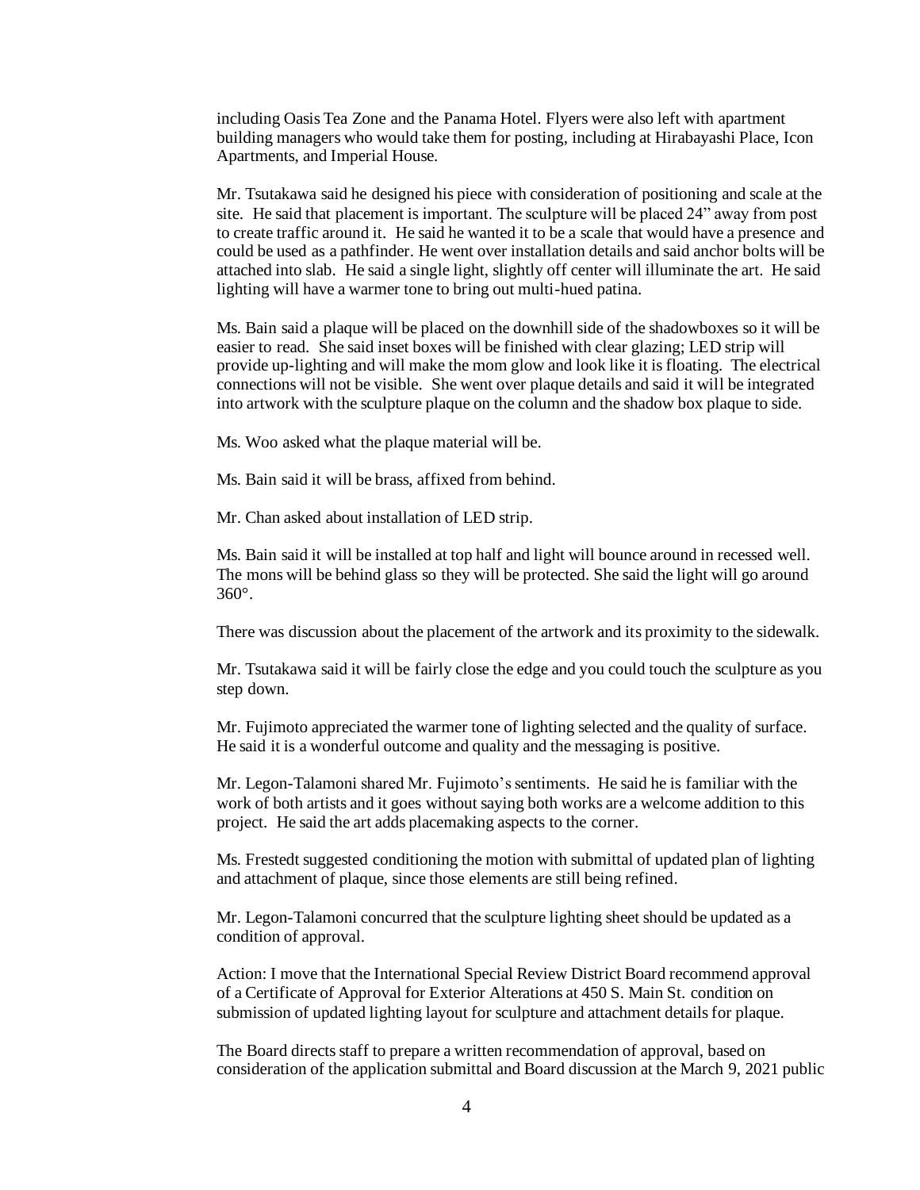including Oasis Tea Zone and the Panama Hotel. Flyers were also left with apartment building managers who would take them for posting, including at Hirabayashi Place, Icon Apartments, and Imperial House.

Mr. Tsutakawa said he designed his piece with consideration of positioning and scale at the site. He said that placement is important. The sculpture will be placed 24" away from post to create traffic around it. He said he wanted it to be a scale that would have a presence and could be used as a pathfinder. He went over installation details and said anchor bolts will be attached into slab. He said a single light, slightly off center will illuminate the art. He said lighting will have a warmer tone to bring out multi-hued patina.

Ms. Bain said a plaque will be placed on the downhill side of the shadowboxes so it will be easier to read. She said inset boxes will be finished with clear glazing; LED strip will provide up-lighting and will make the mom glow and look like it is floating. The electrical connections will not be visible. She went over plaque details and said it will be integrated into artwork with the sculpture plaque on the column and the shadow box plaque to side.

Ms. Woo asked what the plaque material will be.

Ms. Bain said it will be brass, affixed from behind.

Mr. Chan asked about installation of LED strip.

Ms. Bain said it will be installed at top half and light will bounce around in recessed well. The mons will be behind glass so they will be protected. She said the light will go around 360°.

There was discussion about the placement of the artwork and its proximity to the sidewalk.

Mr. Tsutakawa said it will be fairly close the edge and you could touch the sculpture as you step down.

Mr. Fujimoto appreciated the warmer tone of lighting selected and the quality of surface. He said it is a wonderful outcome and quality and the messaging is positive.

Mr. Legon-Talamoni shared Mr. Fujimoto's sentiments. He said he is familiar with the work of both artists and it goes without saying both works are a welcome addition to this project. He said the art adds placemaking aspects to the corner.

Ms. Frestedt suggested conditioning the motion with submittal of updated plan of lighting and attachment of plaque, since those elements are still being refined.

Mr. Legon-Talamoni concurred that the sculpture lighting sheet should be updated as a condition of approval.

Action: I move that the International Special Review District Board recommend approval of a Certificate of Approval for Exterior Alterations at 450 S. Main St. condition on submission of updated lighting layout for sculpture and attachment details for plaque.

The Board directs staff to prepare a written recommendation of approval, based on consideration of the application submittal and Board discussion at the March 9, 2021 public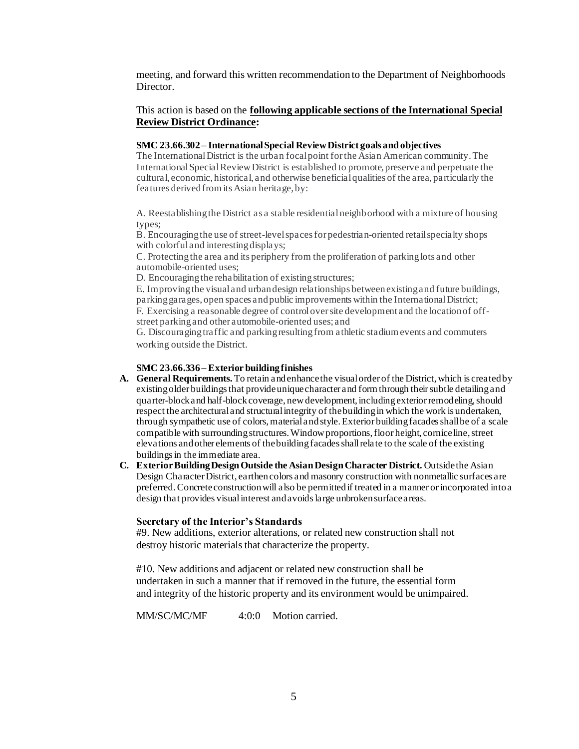meeting, and forward this written recommendation to the Department of Neighborhoods Director.

This action is based on the **following applicable sections of the International Special Review District Ordinance:**

**SMC 23.66.302 – International Special Review District goals and objectives**

The International District is the urban focal point for the Asian American community. The International Special Review District is established to promote, preserve and perpetuate the cultural, economic, historical, and otherwise beneficial qualities of the area, particularly the features derived from its Asian heritage, by:

A. Reestablishing the District as a stable residential neighborhood with a mixture of housing types;
B. Encouraging the use of street-level spaces for pedestrian-oriented retail specialty shops with colorful and interesting displays;
C. Protecting the area and its periphery from the proliferation of parking lots and other automobile-oriented uses;
D. Encouraging the rehabilitation of existing structures;
E. Improving the visual and urban design relationships between existing and future buildings, parking garages, open spaces and public improvements within the International District;
F. Exercising a reasonable degree of control over site development and the location of off-street parking and other automobile-oriented uses; and
G. Discouraging traffic and parking resulting from athletic stadium events and commuters working outside the District.

**SMC 23.66.336 – Exterior building finishes**

**A. General Requirements.** To retain and enhance the visual order of the District, which is created by existing older buildings that provide unique character and form through their subtle detailing and quarter-block and half-block coverage, new development, including exterior remodeling, should respect the architectural and structural integrity of the building in which the work is undertaken, through sympathetic use of colors, material and style. Exterior building facades shall be of a scale compatible with surrounding structures. Window proportions, floor height, cornice line, street elevations and other elements of the building facades shall relate to the scale of the existing buildings in the immediate area.

**C. Exterior Building Design Outside the Asian Design Character District.** Outside the Asian Design Character District, earthen colors and masonry construction with nonmetallic surfaces are preferred. Concrete construction will also be permitted if treated in a manner or incorporated into a design that provides visual interest and avoids large unbroken surface areas.

**Secretary of the Interior's Standards**

#9. New additions, exterior alterations, or related new construction shall not destroy historic materials that characterize the property.

#10. New additions and adjacent or related new construction shall be undertaken in such a manner that if removed in the future, the essential form and integrity of the historic property and its environment would be unimpaired.

MM/SC/MC/MF 4:0:0 Motion carried.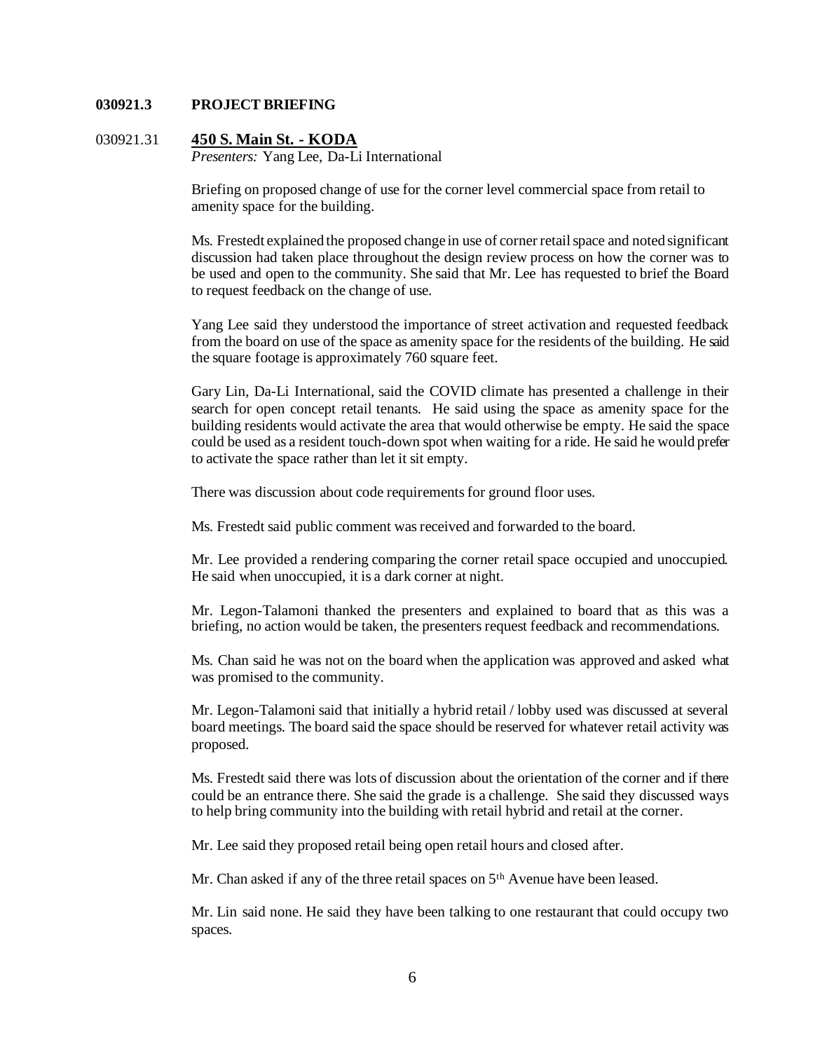**030921.3 PROJECT BRIEFING**

030921.31 **450 S. Main St. - KODA**

*Presenters:* Yang Lee, Da-Li International

Briefing on proposed change of use for the corner level commercial space from retail to amenity space for the building.

Ms. Frestedt explained the proposed change in use of corner retail space and noted significant discussion had taken place throughout the design review process on how the corner was to be used and open to the community. She said that Mr. Lee has requested to brief the Board to request feedback on the change of use.

Yang Lee said they understood the importance of street activation and requested feedback from the board on use of the space as amenity space for the residents of the building. He said the square footage is approximately 760 square feet.

Gary Lin, Da-Li International, said the COVID climate has presented a challenge in their search for open concept retail tenants. He said using the space as amenity space for the building residents would activate the area that would otherwise be empty. He said the space could be used as a resident touch-down spot when waiting for a ride. He said he would prefer to activate the space rather than let it sit empty.

There was discussion about code requirements for ground floor uses.

Ms. Frestedt said public comment was received and forwarded to the board.

Mr. Lee provided a rendering comparing the corner retail space occupied and unoccupied. He said when unoccupied, it is a dark corner at night.

Mr. Legon-Talamoni thanked the presenters and explained to board that as this was a briefing, no action would be taken, the presenters request feedback and recommendations.

Ms. Chan said he was not on the board when the application was approved and asked what was promised to the community.

Mr. Legon-Talamoni said that initially a hybrid retail / lobby used was discussed at several board meetings. The board said the space should be reserved for whatever retail activity was proposed.

Ms. Frestedt said there was lots of discussion about the orientation of the corner and if there could be an entrance there. She said the grade is a challenge. She said they discussed ways to help bring community into the building with retail hybrid and retail at the corner.

Mr. Lee said they proposed retail being open retail hours and closed after.

Mr. Chan asked if any of the three retail spaces on 5th Avenue have been leased.

Mr. Lin said none. He said they have been talking to one restaurant that could occupy two spaces.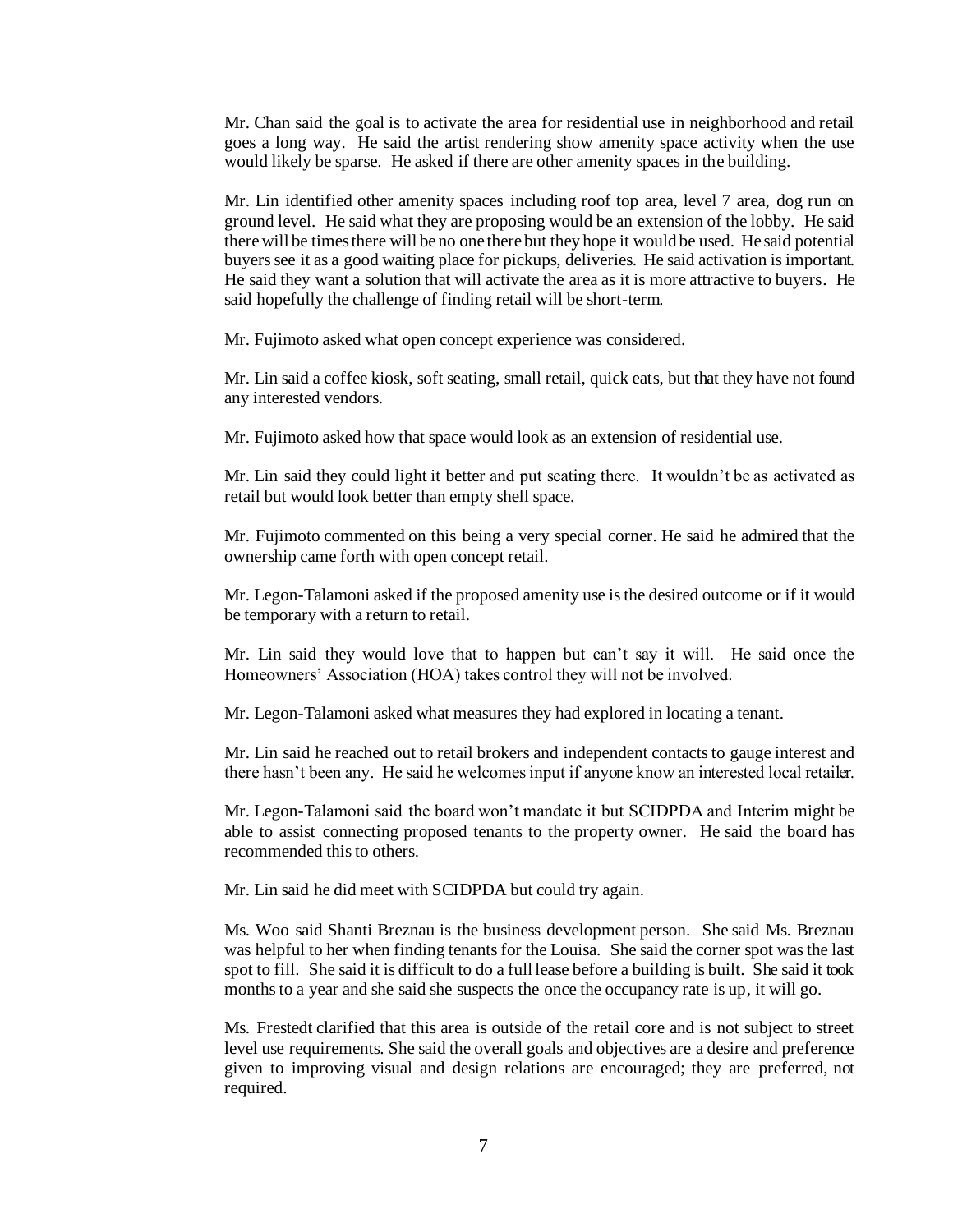Mr. Chan said the goal is to activate the area for residential use in neighborhood and retail goes a long way. He said the artist rendering show amenity space activity when the use would likely be sparse. He asked if there are other amenity spaces in the building.

Mr. Lin identified other amenity spaces including roof top area, level 7 area, dog run on ground level. He said what they are proposing would be an extension of the lobby. He said there will be times there will be no one there but they hope it would be used. He said potential buyers see it as a good waiting place for pickups, deliveries. He said activation is important. He said they want a solution that will activate the area as it is more attractive to buyers. He said hopefully the challenge of finding retail will be short-term.

Mr. Fujimoto asked what open concept experience was considered.

Mr. Lin said a coffee kiosk, soft seating, small retail, quick eats, but that they have not found any interested vendors.

Mr. Fujimoto asked how that space would look as an extension of residential use.

Mr. Lin said they could light it better and put seating there. It wouldn't be as activated as retail but would look better than empty shell space.

Mr. Fujimoto commented on this being a very special corner. He said he admired that the ownership came forth with open concept retail.

Mr. Legon-Talamoni asked if the proposed amenity use is the desired outcome or if it would be temporary with a return to retail.

Mr. Lin said they would love that to happen but can't say it will. He said once the Homeowners' Association (HOA) takes control they will not be involved.

Mr. Legon-Talamoni asked what measures they had explored in locating a tenant.

Mr. Lin said he reached out to retail brokers and independent contacts to gauge interest and there hasn't been any. He said he welcomes input if anyone know an interested local retailer.

Mr. Legon-Talamoni said the board won't mandate it but SCIDPDA and Interim might be able to assist connecting proposed tenants to the property owner. He said the board has recommended this to others.

Mr. Lin said he did meet with SCIDPDA but could try again.

Ms. Woo said Shanti Breznau is the business development person. She said Ms. Breznau was helpful to her when finding tenants for the Louisa. She said the corner spot was the last spot to fill. She said it is difficult to do a full lease before a building is built. She said it took months to a year and she said she suspects the once the occupancy rate is up, it will go.

Ms. Frestedt clarified that this area is outside of the retail core and is not subject to street level use requirements. She said the overall goals and objectives are a desire and preference given to improving visual and design relations are encouraged; they are preferred, not required.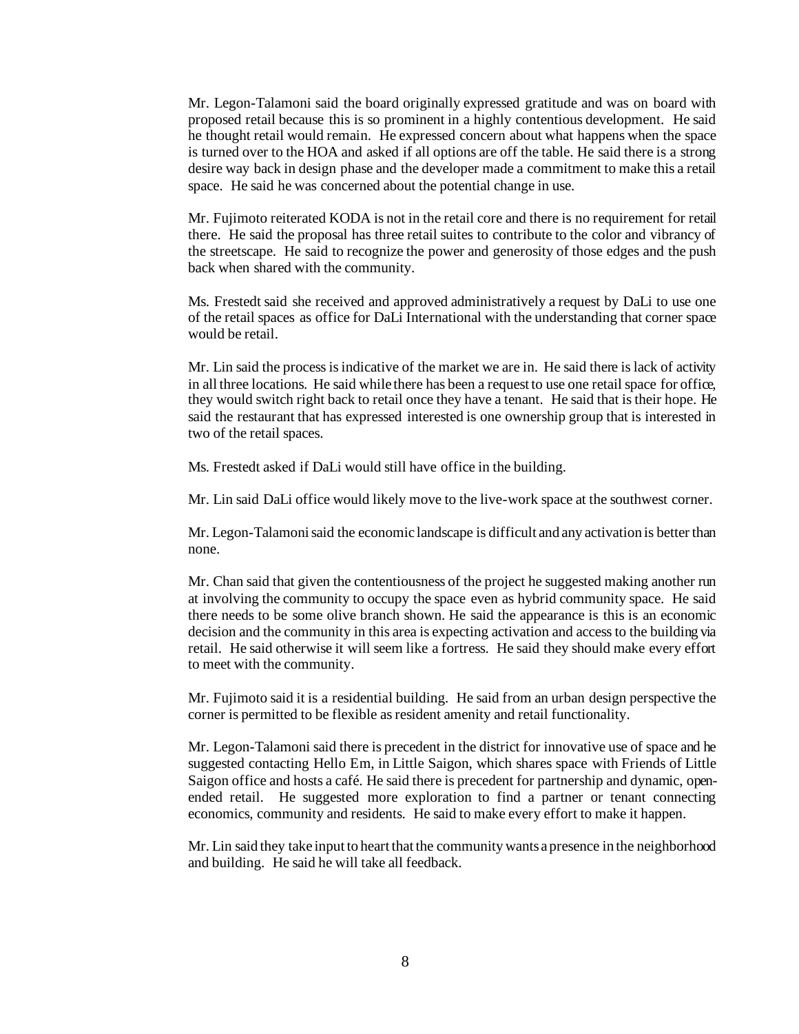Mr. Legon-Talamoni said the board originally expressed gratitude and was on board with proposed retail because this is so prominent in a highly contentious development. He said he thought retail would remain. He expressed concern about what happens when the space is turned over to the HOA and asked if all options are off the table. He said there is a strong desire way back in design phase and the developer made a commitment to make this a retail space. He said he was concerned about the potential change in use.

Mr. Fujimoto reiterated KODA is not in the retail core and there is no requirement for retail there. He said the proposal has three retail suites to contribute to the color and vibrancy of the streetscape. He said to recognize the power and generosity of those edges and the push back when shared with the community.

Ms. Frestedt said she received and approved administratively a request by DaLi to use one of the retail spaces as office for DaLi International with the understanding that corner space would be retail.

Mr. Lin said the process is indicative of the market we are in. He said there is lack of activity in all three locations. He said while there has been a request to use one retail space for office, they would switch right back to retail once they have a tenant. He said that is their hope. He said the restaurant that has expressed interested is one ownership group that is interested in two of the retail spaces.

Ms. Frestedt asked if DaLi would still have office in the building.

Mr. Lin said DaLi office would likely move to the live-work space at the southwest corner.

Mr. Legon-Talamoni said the economic landscape is difficult and any activation is better than none.

Mr. Chan said that given the contentiousness of the project he suggested making another run at involving the community to occupy the space even as hybrid community space. He said there needs to be some olive branch shown. He said the appearance is this is an economic decision and the community in this area is expecting activation and access to the building via retail. He said otherwise it will seem like a fortress. He said they should make every effort to meet with the community.

Mr. Fujimoto said it is a residential building. He said from an urban design perspective the corner is permitted to be flexible as resident amenity and retail functionality.

Mr. Legon-Talamoni said there is precedent in the district for innovative use of space and he suggested contacting Hello Em, in Little Saigon, which shares space with Friends of Little Saigon office and hosts a café. He said there is precedent for partnership and dynamic, open-ended retail. He suggested more exploration to find a partner or tenant connecting economics, community and residents. He said to make every effort to make it happen.

Mr. Lin said they take input to heart that the community wants a presence in the neighborhood and building. He said he will take all feedback.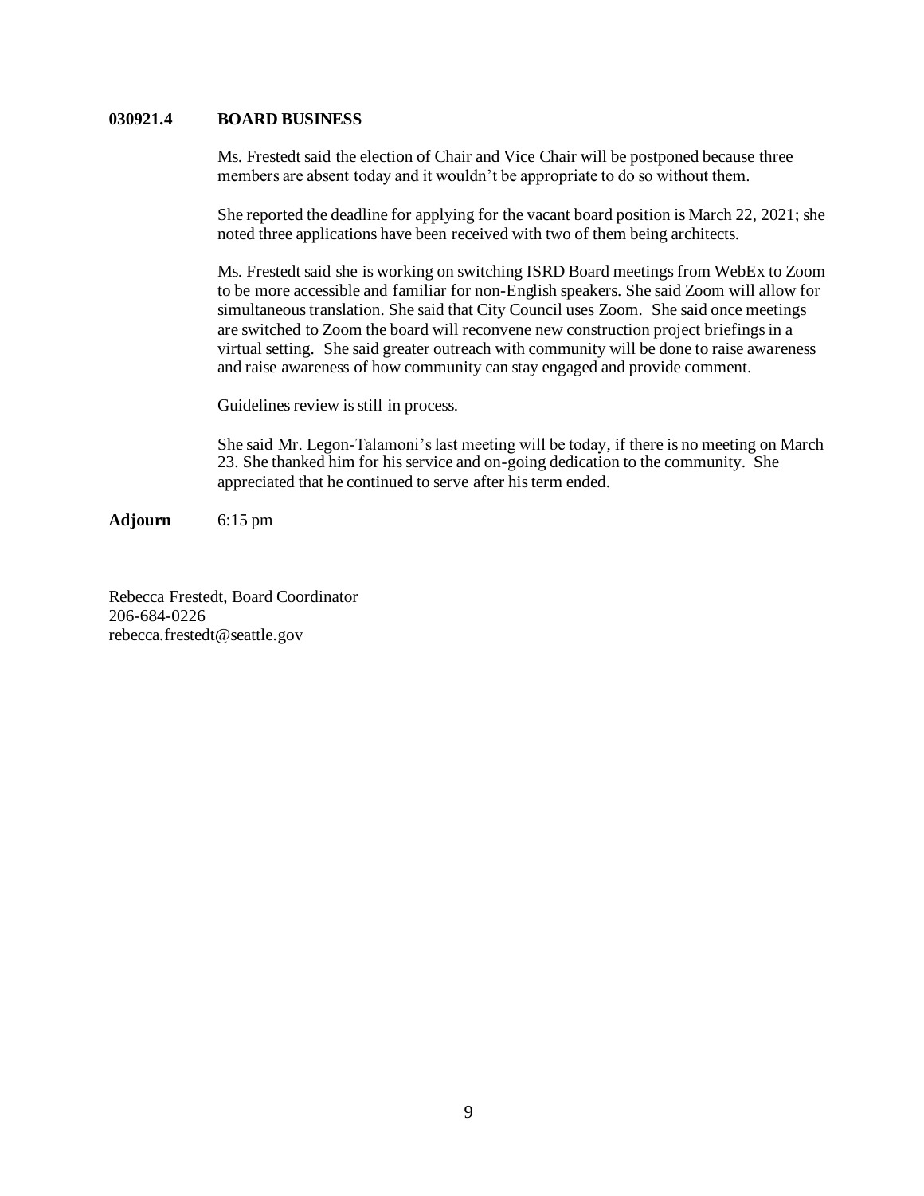**030921.4 BOARD BUSINESS**

Ms. Frestedt said the election of Chair and Vice Chair will be postponed because three members are absent today and it wouldn't be appropriate to do so without them.

She reported the deadline for applying for the vacant board position is March 22, 2021; she noted three applications have been received with two of them being architects.

Ms. Frestedt said she is working on switching ISRD Board meetings from WebEx to Zoom to be more accessible and familiar for non-English speakers. She said Zoom will allow for simultaneous translation. She said that City Council uses Zoom. She said once meetings are switched to Zoom the board will reconvene new construction project briefings in a virtual setting. She said greater outreach with community will be done to raise awareness and raise awareness of how community can stay engaged and provide comment.

Guidelines review is still in process.

She said Mr. Legon-Talamoni's last meeting will be today, if there is no meeting on March 23. She thanked him for his service and on-going dedication to the community. She appreciated that he continued to serve after his term ended.

**Adjourn** 6:15 pm

Rebecca Frestedt, Board Coordinator
206-684-0226
rebecca.frestedt@seattle.gov